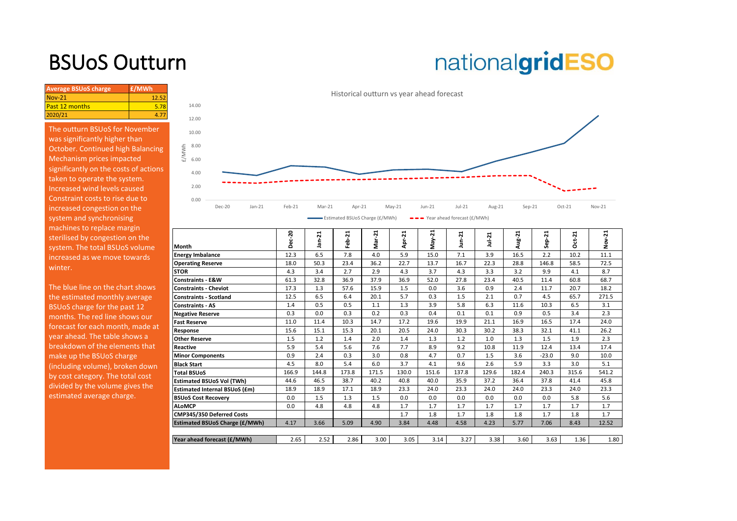# BSUoS Outturn

| Average BSUoS charge | £/MWh |
|---|---|
| Nov-21 | 12.52 |
| Past 12 months | 5.78 |
| 2020/21 | 4.77 |

The outturn BSUoS for November was significantly higher than October. Continued high Balancing Mechanism prices impacted significantly on the costs of actions taken to operate the system. Increased wind levels caused Constraint costs to rise due to increased congestion on the system and synchronising machines to replace margin sterilised by congestion on the system. The total BSUoS volume increased as we move towards winter.

The blue line on the chart shows the estimated monthly average BSUoS charge for the past 12 months. The red line shows our forecast for each month, made at year ahead. The table shows a breakdown of the elements that make up the BSUoS charge (including volume), broken down by cost category. The total cost divided by the volume gives the estimated average charge.

Historical outturn vs year ahead forecast

| Month | Dec-20 | Jan-21 | Feb-21 | Mar-21 | Apr-21 | May-21 | Jun-21 | Jul-21 | Aug-21 | Sep-21 | Oct-21 | Nov-21 |
|---|---|---|---|---|---|---|---|---|---|---|---|---|
| **Energy Imbalance** | 12.3 | 6.5 | 7.8 | 4.0 | 5.9 | 15.0 | 7.1 | 3.9 | 16.5 | 2.2 | 10.2 | 11.1 |
| **Operating Reserve** | 18.0 | 50.3 | 23.4 | 36.2 | 22.7 | 13.7 | 16.7 | 22.3 | 28.8 | 146.8 | 58.5 | 72.5 |
| **STOR** | 4.3 | 3.4 | 2.7 | 2.9 | 4.3 | 3.7 | 4.3 | 3.3 | 3.2 | 9.9 | 4.1 | 8.7 |
| **Constraints - E&W** | 61.3 | 32.8 | 36.9 | 37.9 | 36.9 | 52.0 | 27.8 | 23.4 | 40.5 | 11.4 | 60.8 | 68.7 |
| **Constraints - Cheviot** | 17.3 | 1.3 | 57.6 | 15.9 | 1.5 | 0.0 | 3.6 | 0.9 | 2.4 | 11.7 | 20.7 | 18.2 |
| **Constraints - Scotland** | 12.5 | 6.5 | 6.4 | 20.1 | 5.7 | 0.3 | 1.5 | 2.1 | 0.7 | 4.5 | 65.7 | 271.5 |
| **Constraints - AS** | 1.4 | 0.5 | 0.5 | 1.1 | 1.3 | 3.9 | 5.8 | 6.3 | 11.6 | 10.3 | 6.5 | 3.1 |
| **Negative Reserve** | 0.3 | 0.0 | 0.3 | 0.2 | 0.3 | 0.4 | 0.1 | 0.1 | 0.9 | 0.5 | 3.4 | 2.3 |
| **Fast Reserve** | 11.0 | 11.4 | 10.3 | 14.7 | 17.2 | 19.6 | 19.9 | 21.1 | 16.9 | 16.5 | 17.4 | 24.0 |
| **Response** | 15.6 | 15.1 | 15.3 | 20.1 | 20.5 | 24.0 | 30.3 | 30.2 | 38.3 | 32.1 | 41.1 | 26.2 |
| **Other Reserve** | 1.5 | 1.2 | 1.4 | 2.0 | 1.4 | 1.3 | 1.2 | 1.0 | 1.3 | 1.5 | 1.9 | 2.3 |
| **Reactive** | 5.9 | 5.4 | 5.6 | 7.6 | 7.7 | 8.9 | 9.2 | 10.8 | 11.9 | 12.4 | 13.4 | 17.4 |
| **Minor Components** | 0.9 | 2.4 | 0.3 | 3.0 | 0.8 | 4.7 | 0.7 | 1.5 | 3.6 | -23.0 | 9.0 | 10.0 |
| **Black Start** | 4.5 | 8.0 | 5.4 | 6.0 | 3.7 | 4.1 | 9.6 | 2.6 | 5.9 | 3.3 | 3.0 | 5.1 |
| **Total BSUoS** | 166.9 | 144.8 | 173.8 | 171.5 | 130.0 | 151.6 | 137.8 | 129.6 | 182.4 | 240.3 | 315.6 | 541.2 |
| **Estimated BSUoS Vol (TWh)** | 44.6 | 46.5 | 38.7 | 40.2 | 40.8 | 40.0 | 35.9 | 37.2 | 36.4 | 37.8 | 41.4 | 45.8 |
| **Estimated Internal BSUoS (£m)** | 18.9 | 18.9 | 17.1 | 18.9 | 23.3 | 24.0 | 23.3 | 24.0 | 24.0 | 23.3 | 24.0 | 23.3 |
| **BSUoS Cost Recovery** | 0.0 | 1.5 | 1.3 | 1.5 | 0.0 | 0.0 | 0.0 | 0.0 | 0.0 | 0.0 | 5.8 | 5.6 |
| **ALoMCP** | 0.0 | 4.8 | 4.8 | 4.8 | 1.7 | 1.7 | 1.7 | 1.7 | 1.7 | 1.7 | 1.7 | 1.7 |
| **CMP345/350 Deferred Costs** | | | | | 1.7 | 1.8 | 1.7 | 1.8 | 1.8 | 1.7 | 1.8 | 1.7 |
| **Estimated BSUoS Charge (£/MWh)** | 4.17 | 3.66 | 5.09 | 4.90 | 3.84 | 4.48 | 4.58 | 4.23 | 5.77 | 7.06 | 8.43 | 12.52 |
| **Year ahead forecast (£/MWh)** | 2.65 | 2.52 | 2.86 | 3.00 | 3.05 | 3.14 | 3.27 | 3.38 | 3.60 | 3.63 | 1.36 | 1.80 |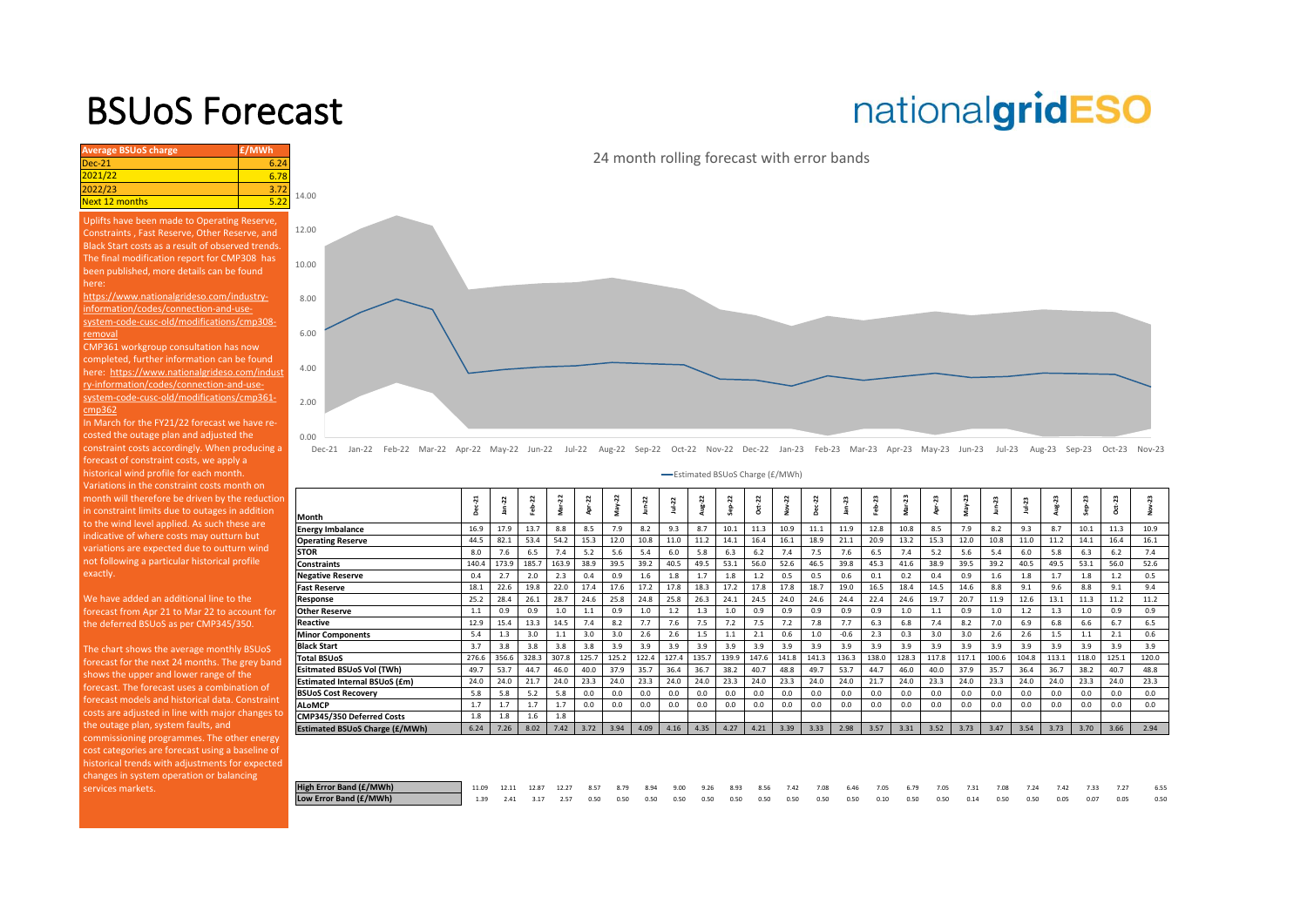# BSUoS Forecast

nationalgridESO

| Average BSUoS charge | £/MWh |
|---|---|
| Dec-21 | 6.24 |
| 2021/22 | 6.78 |
| 2022/23 | 3.72 |
| Next 12 months | 5.22 |

Uplifts have been made to Operating Reserve, Constraints , Fast Reserve, Other Reserve, and Black Start costs as a result of observed trends. The final modification report for CMP308 has been published, more details can be found here: https://www.nationalgrideso.com/industry-information/codes/connection-and-use-system-code-cusc-old/modifications/cmp308-removal

CMP361 workgroup consultation has now completed, further information can be found here: https://www.nationalgrideso.com/industry-information/codes/connection-and-use-system-code-cusc-old/modifications/cmp361-cmp362

In March for the FY21/22 forecast we have re-costed the outage plan and adjusted the constraint costs accordingly. When producing a forecast of constraint costs, we apply a historical wind profile for each month. Variations in the constraint costs month on month will therefore be driven by the reduction in constraint limits due to outages in addition to the wind level applied. As such these are indicative of where costs may outturn but variations are expected due to outturn wind not following a particular historical profile exactly.

We have added an additional line to the forecast from Apr 21 to Mar 22 to account for the deferred BSUoS as per CMP345/350.

The chart shows the average monthly BSUoS forecast for the next 24 months. The grey band shows the upper and lower range of the forecast. The forecast uses a combination of forecast models and historical data. Constraint costs are adjusted in line with major changes to the outage plan, system faults, and commissioning programmes. The other energy cost categories are forecast using a baseline of historical trends with adjustments for expected changes in system operation or balancing services markets.

24 month rolling forecast with error bands

Estimated BSUoS Charge (£/MWh)

| Month | Dec-21 | Jan-22 | Feb-22 | Mar-22 | Apr-22 | May-22 | Jun-22 | Jul-22 | Aug-22 | Sep-22 | Oct-22 | Nov-22 | Dec-22 | Jan-23 | Feb-23 | Mar-23 | Apr-23 | May-23 | Jun-23 | Jul-23 | Aug-23 | Sep-23 | Oct-23 | Nov-23 |
|---|---|---|---|---|---|---|---|---|---|---|---|---|---|---|---|---|---|---|---|---|---|---|---|---|
| Energy Imbalance | 16.9 | 17.9 | 13.7 | 8.8 | 8.5 | 7.9 | 8.2 | 9.3 | 8.7 | 10.1 | 11.3 | 10.9 | 11.1 | 11.9 | 12.8 | 10.8 | 8.5 | 7.9 | 8.2 | 9.3 | 8.7 | 10.1 | 11.3 | 10.9 |
| Operating Reserve | 44.5 | 82.1 | 53.4 | 54.2 | 15.3 | 12.0 | 10.8 | 11.0 | 11.2 | 14.1 | 16.4 | 16.1 | 18.9 | 21.1 | 20.9 | 13.2 | 15.3 | 12.0 | 10.8 | 11.0 | 11.2 | 14.1 | 16.4 | 16.1 |
| STOR | 8.0 | 7.6 | 6.5 | 7.4 | 5.2 | 5.6 | 5.4 | 6.0 | 5.8 | 6.3 | 6.2 | 7.4 | 7.5 | 7.6 | 6.5 | 7.4 | 5.2 | 5.6 | 5.4 | 6.0 | 5.8 | 6.3 | 6.2 | 7.4 |
| Constraints | 140.4 | 173.9 | 185.7 | 163.9 | 38.9 | 39.5 | 39.2 | 40.5 | 49.5 | 53.1 | 56.0 | 52.6 | 46.5 | 39.8 | 45.3 | 41.6 | 38.9 | 39.5 | 39.2 | 40.5 | 49.5 | 53.1 | 56.0 | 52.6 |
| Negative Reserve | 0.4 | 2.7 | 2.0 | 2.3 | 0.4 | 0.9 | 1.6 | 1.8 | 1.7 | 1.8 | 1.2 | 0.5 | 0.5 | 0.6 | 0.1 | 0.2 | 0.4 | 0.9 | 1.6 | 1.8 | 1.7 | 1.8 | 1.2 | 0.5 |
| Fast Reserve | 18.1 | 22.6 | 19.8 | 22.0 | 17.4 | 17.6 | 17.2 | 17.8 | 18.3 | 17.2 | 17.8 | 17.8 | 18.7 | 19.0 | 16.5 | 18.4 | 14.5 | 14.6 | 8.8 | 9.1 | 9.6 | 8.8 | 9.1 | 9.4 |
| Response | 25.2 | 28.4 | 26.1 | 28.7 | 24.6 | 25.8 | 24.8 | 25.8 | 26.3 | 24.1 | 24.5 | 24.0 | 24.6 | 24.4 | 22.4 | 24.6 | 19.7 | 20.7 | 11.9 | 12.6 | 13.1 | 11.3 | 11.2 | 11.2 |
| Other Reserve | 1.1 | 0.9 | 0.9 | 1.0 | 1.1 | 0.9 | 1.0 | 1.2 | 1.3 | 1.0 | 0.9 | 0.9 | 0.9 | 0.9 | 0.9 | 1.0 | 1.1 | 0.9 | 1.0 | 1.2 | 1.3 | 1.0 | 0.9 | 0.9 |
| Reactive | 12.9 | 15.4 | 13.3 | 14.5 | 7.4 | 8.2 | 7.7 | 7.6 | 7.5 | 7.2 | 7.5 | 7.2 | 7.8 | 7.7 | 6.3 | 6.8 | 7.4 | 8.2 | 7.0 | 6.9 | 6.8 | 6.6 | 6.7 | 6.5 |
| Minor Components | 5.4 | 1.3 | 3.0 | 1.1 | 3.0 | 3.0 | 2.6 | 2.6 | 1.5 | 1.1 | 2.1 | 0.6 | 1.0 | -0.6 | 2.3 | 0.3 | 3.0 | 3.0 | 2.6 | 2.6 | 1.5 | 1.1 | 2.1 | 0.6 |
| Black Start | 3.7 | 3.8 | 3.8 | 3.8 | 3.8 | 3.9 | 3.9 | 3.9 | 3.9 | 3.9 | 3.9 | 3.9 | 3.9 | 3.9 | 3.9 | 3.9 | 3.9 | 3.9 | 3.9 | 3.9 | 3.9 | 3.9 | 3.9 | 3.9 |
| Total BSUoS | 276.6 | 356.6 | 328.3 | 307.8 | 125.7 | 125.2 | 122.4 | 127.4 | 135.7 | 139.9 | 147.6 | 141.8 | 141.3 | 136.3 | 138.0 | 128.3 | 117.8 | 117.1 | 100.6 | 104.8 | 113.1 | 118.0 | 125.1 | 120.0 |
| Esitmated BSUoS Vol (TWh) | 49.7 | 53.7 | 44.7 | 46.0 | 40.0 | 37.9 | 35.7 | 36.4 | 36.7 | 38.2 | 40.7 | 48.8 | 49.7 | 53.7 | 44.7 | 46.0 | 40.0 | 37.9 | 35.7 | 36.4 | 36.7 | 38.2 | 40.7 | 48.8 |
| Estimated Internal BSUoS (£m) | 24.0 | 24.0 | 21.7 | 24.0 | 23.3 | 24.0 | 23.3 | 24.0 | 24.0 | 23.3 | 24.0 | 23.3 | 24.0 | 24.0 | 21.7 | 24.0 | 23.3 | 24.0 | 23.3 | 24.0 | 24.0 | 23.3 | 24.0 | 23.3 |
| BSUoS Cost Recovery | 5.8 | 5.8 | 5.2 | 5.8 | 0.0 | 0.0 | 0.0 | 0.0 | 0.0 | 0.0 | 0.0 | 0.0 | 0.0 | 0.0 | 0.0 | 0.0 | 0.0 | 0.0 | 0.0 | 0.0 | 0.0 | 0.0 | 0.0 | 0.0 |
| ALoMCP | 1.7 | 1.7 | 1.7 | 1.7 | 0.0 | 0.0 | 0.0 | 0.0 | 0.0 | 0.0 | 0.0 | 0.0 | 0.0 | 0.0 | 0.0 | 0.0 | 0.0 | 0.0 | 0.0 | 0.0 | 0.0 | 0.0 | 0.0 | 0.0 |
| CMP345/350 Deferred Costs | 1.8 | 1.8 | 1.6 | 1.8 | | | | | | | | | | | | | | | | | | | | |
| Estimated BSUoS Charge (£/MWh) | 6.24 | 7.26 | 8.02 | 7.42 | 3.72 | 3.94 | 4.09 | 4.16 | 4.35 | 4.27 | 4.21 | 3.39 | 3.33 | 2.98 | 3.57 | 3.31 | 3.52 | 3.73 | 3.47 | 3.54 | 3.73 | 3.70 | 3.66 | 2.94 |

| | Dec-21 | Jan-22 | Feb-22 | Mar-22 | Apr-22 | May-22 | Jun-22 | Jul-22 | Aug-22 | Sep-22 | Oct-22 | Nov-22 | Dec-22 | Jan-23 | Feb-23 | Mar-23 | Apr-23 | May-23 | Jun-23 | Jul-23 | Aug-23 | Sep-23 | Oct-23 | Nov-23 |
|---|---|---|---|---|---|---|---|---|---|---|---|---|---|---|---|---|---|---|---|---|---|---|---|---|
| High Error Band (£/MWh) | 11.09 | 12.11 | 12.87 | 12.27 | 8.57 | 8.79 | 8.94 | 9.00 | 9.26 | 8.93 | 8.56 | 7.42 | 7.08 | 6.46 | 7.05 | 6.79 | 7.05 | 7.31 | 7.08 | 7.24 | 7.42 | 7.33 | 7.27 | 6.55 |
| Low Error Band (£/MWh) | 1.39 | 2.41 | 3.17 | 2.57 | 0.50 | 0.50 | 0.50 | 0.50 | 0.50 | 0.50 | 0.50 | 0.50 | 0.50 | 0.50 | 0.10 | 0.50 | 0.50 | 0.14 | 0.50 | 0.50 | 0.05 | 0.07 | 0.05 | 0.50 |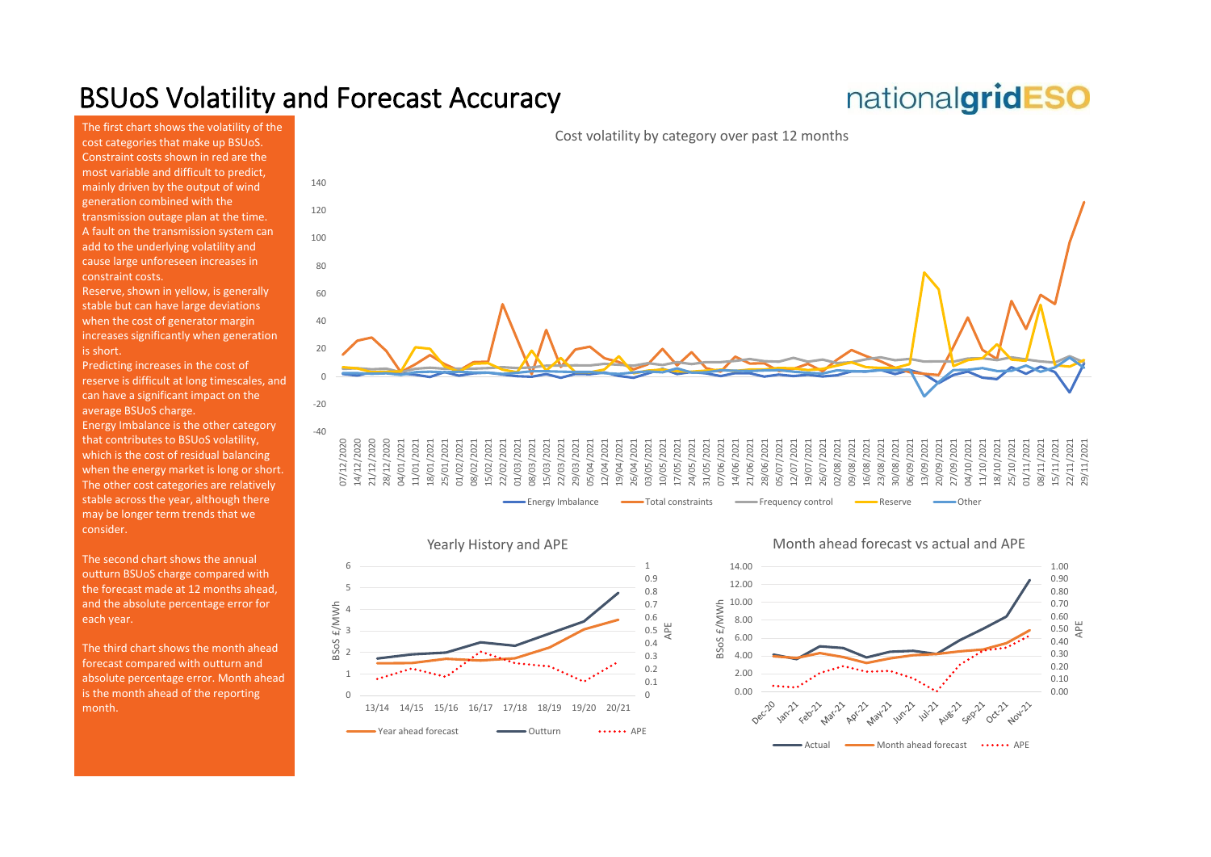# BSUoS Volatility and Forecast Accuracy

nationalgridESO

The first chart shows the volatility of the cost categories that make up BSUoS. Constraint costs shown in red are the most variable and difficult to predict, mainly driven by the output of wind generation combined with the transmission outage plan at the time. A fault on the transmission system can add to the underlying volatility and cause large unforeseen increases in constraint costs.

Reserve, shown in yellow, is generally stable but can have large deviations when the cost of generator margin increases significantly when generation is short.

Predicting increases in the cost of reserve is difficult at long timescales, and can have a significant impact on the average BSUoS charge.

Energy Imbalance is the other category that contributes to BSUoS volatility, which is the cost of residual balancing when the energy market is long or short. The other cost categories are relatively stable across the year, although there may be longer term trends that we consider.

The second chart shows the annual outturn BSUoS charge compared with the forecast made at 12 months ahead, and the absolute percentage error for each year.

The third chart shows the month ahead forecast compared with outturn and absolute percentage error. Month ahead is the month ahead of the reporting month.

Cost volatility by category over past 12 months

140
120
100
80
60
40
20
0
-20
-40

07/12/2020 14/12/2020 21/12/2020 28/12/2020 04/01/2021 11/01/2021 18/01/2021 25/01/2021 01/02/2021 08/02/2021 15/02/2021 22/02/2021 01/03/2021 08/03/2021 15/03/2021 22/03/2021 29/03/2021 05/04/2021 12/04/2021 19/04/2021 26/04/2021 03/05/2021 10/05/2021 17/05/2021 24/05/2021 31/05/2021 07/06/2021 14/06/2021 21/06/2021 28/06/2021 05/07/2021 12/07/2021 19/07/2021 26/07/2021 02/08/2021 09/08/2021 16/08/2021 23/08/2021 30/08/2021 06/09/2021 13/09/2021 20/09/2021 27/09/2021 04/10/2021 11/10/2021 18/10/2021 25/10/2021 01/11/2021 08/11/2021 15/11/2021 22/11/2021 29/11/2021

Energy Imbalance, Total constraints, Frequency control, Reserve, Other

Yearly History and APE

BSoS £/MWh: 0 1 2 3 4 5 6
APE: 0 0.1 0.2 0.3 0.4 0.5 0.6 0.7 0.8 0.9 1

13/14 14/15 15/16 16/17 17/18 18/19 19/20 20/21

Year ahead forecast, Outturn, APE

Month ahead forecast vs actual and APE

BSoS £/MWh: 0.00 2.00 4.00 6.00 8.00 10.00 12.00 14.00
APE: 0.00 0.10 0.20 0.30 0.40 0.50 0.60 0.70 0.80 0.90 1.00

Dec-20 Jan-21 Feb-21 Mar-21 Apr-21 May-21 Jun-21 Jul-21 Aug-21 Sep-21 Oct-21 Nov-21

Actual, Month ahead forecast, APE